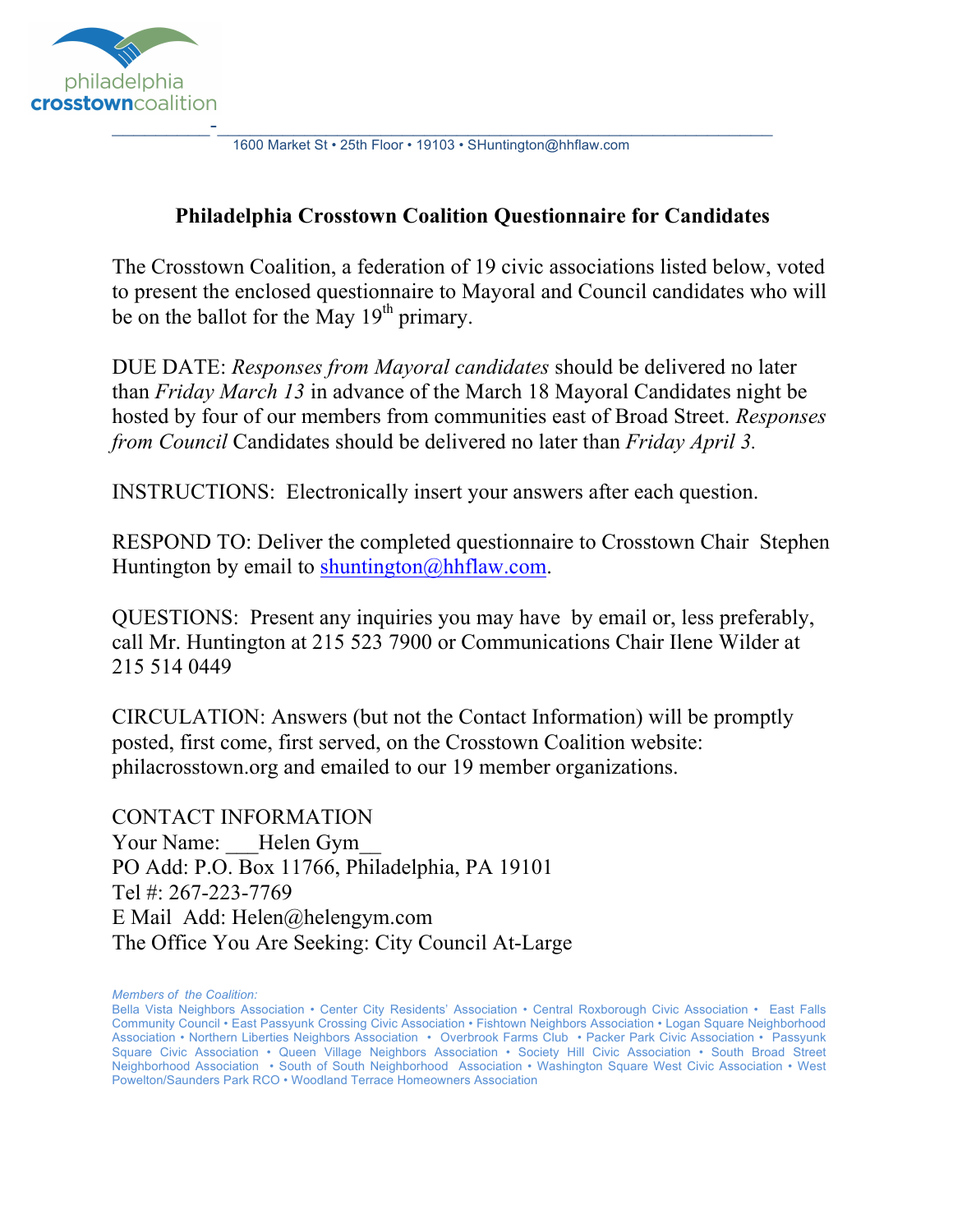philadelphia **crosstown**coalition

1600 Market St • 25th Floor • 19103 • SHuntington@hhflaw.com

# Philadelphia Crosstown Coalition Questionnaire for Candidates

The Crosstown Coalition, a federation of 19 civic associations listed below, voted to present the enclosed questionnaire to Mayoral and Council candidates who will be on the ballot for the May 19th primary.

DUE DATE: *Responses from Mayoral candidates* should be delivered no later than *Friday March 13* in advance of the March 18 Mayoral Candidates night be hosted by four of our members from communities east of Broad Street. *Responses from Council* Candidates should be delivered no later than *Friday April 3.*

INSTRUCTIONS: Electronically insert your answers after each question.

RESPOND TO: Deliver the completed questionnaire to Crosstown Chair Stephen Huntington by email to shuntington@hhflaw.com.

QUESTIONS: Present any inquiries you may have by email or, less preferably, call Mr. Huntington at 215 523 7900 or Communications Chair Ilene Wilder at 215 514 0449

CIRCULATION: Answers (but not the Contact Information) will be promptly posted, first come, first served, on the Crosstown Coalition website: philacrosstown.org and emailed to our 19 member organizations.

CONTACT INFORMATION
Your Name: ___Helen Gym__
PO Add: P.O. Box 11766, Philadelphia, PA 19101
Tel #: 267-223-7769
E Mail Add: Helen@helengym.com
The Office You Are Seeking: City Council At-Large

*Members of the Coalition:*
Bella Vista Neighbors Association • Center City Residents' Association • Central Roxborough Civic Association • East Falls Community Council • East Passyunk Crossing Civic Association • Fishtown Neighbors Association • Logan Square Neighborhood Association • Northern Liberties Neighbors Association • Overbrook Farms Club • Packer Park Civic Association • Passyunk Square Civic Association • Queen Village Neighbors Association • Society Hill Civic Association • South Broad Street Neighborhood Association • South of South Neighborhood Association • Washington Square West Civic Association • West Powelton/Saunders Park RCO • Woodland Terrace Homeowners Association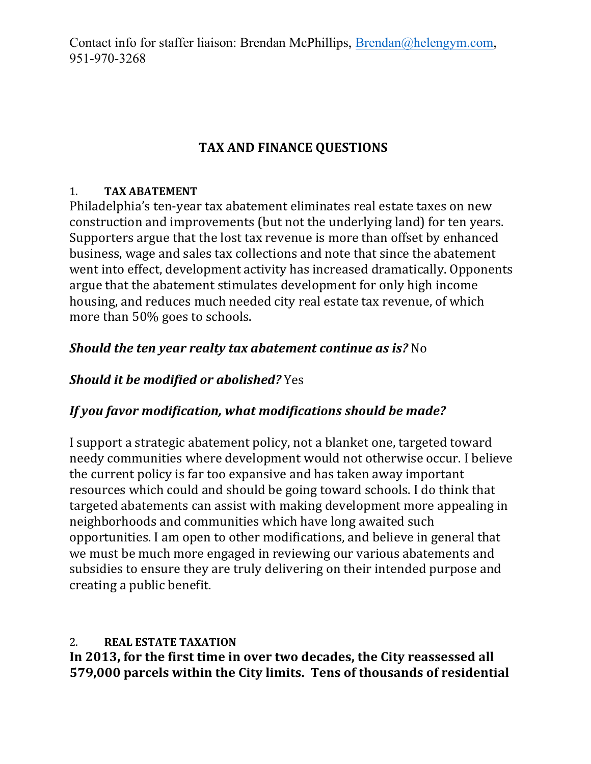Contact info for staffer liaison: Brendan McPhillips, Brendan@helengym.com, 951-970-3268

## TAX AND FINANCE QUESTIONS

### 1. TAX ABATEMENT

Philadelphia's ten-year tax abatement eliminates real estate taxes on new construction and improvements (but not the underlying land) for ten years. Supporters argue that the lost tax revenue is more than offset by enhanced business, wage and sales tax collections and note that since the abatement went into effect, development activity has increased dramatically. Opponents argue that the abatement stimulates development for only high income housing, and reduces much needed city real estate tax revenue, of which more than 50% goes to schools.

***Should the ten year realty tax abatement continue as is?*** No

***Should it be modified or abolished?*** Yes

***If you favor modification, what modifications should be made?***

I support a strategic abatement policy, not a blanket one, targeted toward needy communities where development would not otherwise occur. I believe the current policy is far too expansive and has taken away important resources which could and should be going toward schools. I do think that targeted abatements can assist with making development more appealing in neighborhoods and communities which have long awaited such opportunities. I am open to other modifications, and believe in general that we must be much more engaged in reviewing our various abatements and subsidies to ensure they are truly delivering on their intended purpose and creating a public benefit.

### 2. REAL ESTATE TAXATION

**In 2013, for the first time in over two decades, the City reassessed all 579,000 parcels within the City limits. Tens of thousands of residential**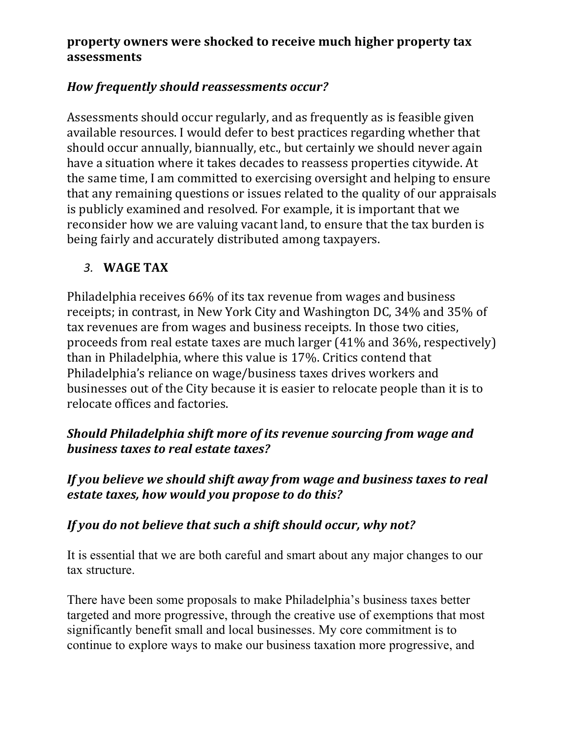**property owners were shocked to receive much higher property tax assessments**

***How frequently should reassessments occur?***

Assessments should occur regularly, and as frequently as is feasible given available resources. I would defer to best practices regarding whether that should occur annually, biannually, etc., but certainly we should never again have a situation where it takes decades to reassess properties citywide. At the same time, I am committed to exercising oversight and helping to ensure that any remaining questions or issues related to the quality of our appraisals is publicly examined and resolved. For example, it is important that we reconsider how we are valuing vacant land, to ensure that the tax burden is being fairly and accurately distributed among taxpayers.

3. **WAGE TAX**

Philadelphia receives 66% of its tax revenue from wages and business receipts; in contrast, in New York City and Washington DC, 34% and 35% of tax revenues are from wages and business receipts. In those two cities, proceeds from real estate taxes are much larger (41% and 36%, respectively) than in Philadelphia, where this value is 17%. Critics contend that Philadelphia's reliance on wage/business taxes drives workers and businesses out of the City because it is easier to relocate people than it is to relocate offices and factories.

***Should Philadelphia shift more of its revenue sourcing from wage and business taxes to real estate taxes?***

***If you believe we should shift away from wage and business taxes to real estate taxes, how would you propose to do this?***

***If you do not believe that such a shift should occur, why not?***

It is essential that we are both careful and smart about any major changes to our tax structure.

There have been some proposals to make Philadelphia's business taxes better targeted and more progressive, through the creative use of exemptions that most significantly benefit small and local businesses. My core commitment is to continue to explore ways to make our business taxation more progressive, and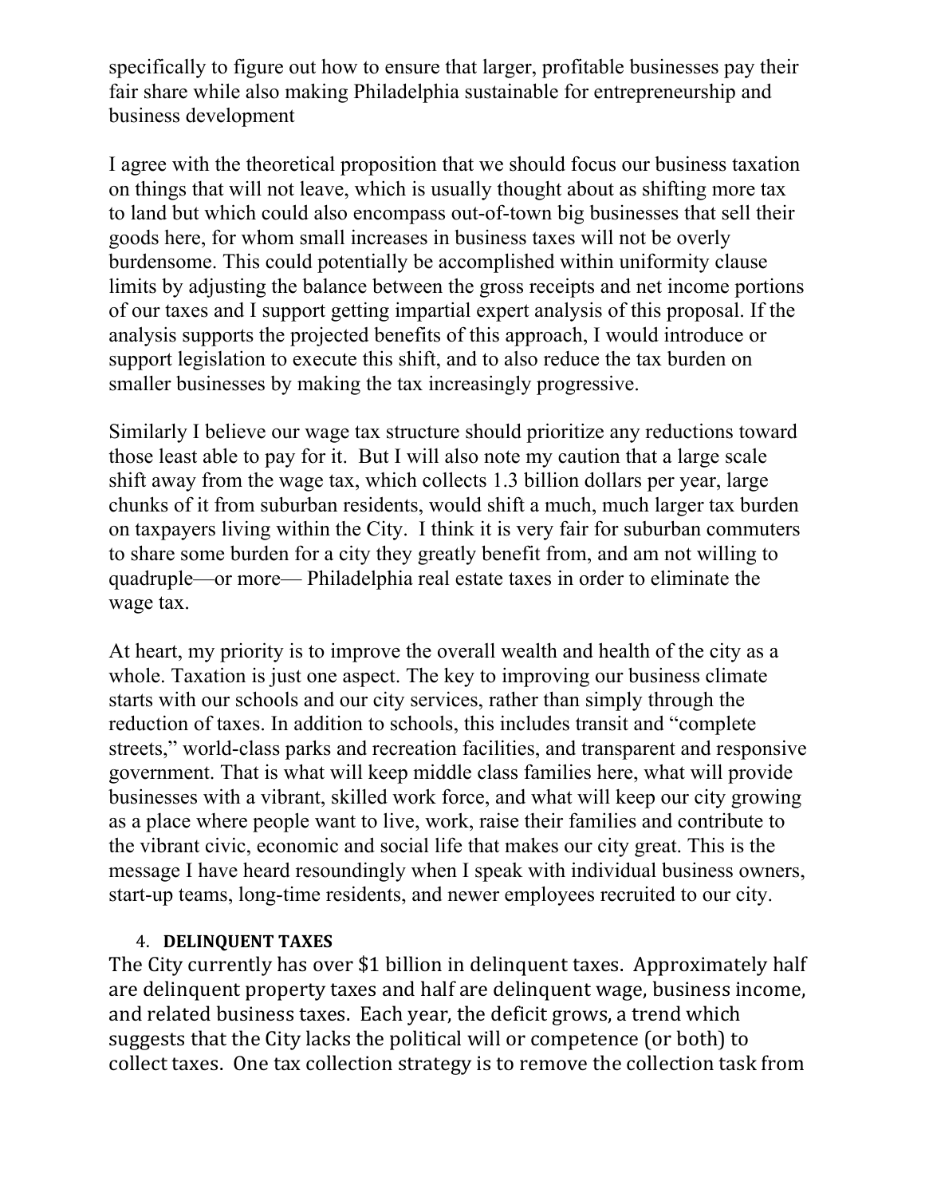specifically to figure out how to ensure that larger, profitable businesses pay their fair share while also making Philadelphia sustainable for entrepreneurship and business development

I agree with the theoretical proposition that we should focus our business taxation on things that will not leave, which is usually thought about as shifting more tax to land but which could also encompass out-of-town big businesses that sell their goods here, for whom small increases in business taxes will not be overly burdensome. This could potentially be accomplished within uniformity clause limits by adjusting the balance between the gross receipts and net income portions of our taxes and I support getting impartial expert analysis of this proposal. If the analysis supports the projected benefits of this approach, I would introduce or support legislation to execute this shift, and to also reduce the tax burden on smaller businesses by making the tax increasingly progressive.

Similarly I believe our wage tax structure should prioritize any reductions toward those least able to pay for it. But I will also note my caution that a large scale shift away from the wage tax, which collects 1.3 billion dollars per year, large chunks of it from suburban residents, would shift a much, much larger tax burden on taxpayers living within the City. I think it is very fair for suburban commuters to share some burden for a city they greatly benefit from, and am not willing to quadruple—or more— Philadelphia real estate taxes in order to eliminate the wage tax.

At heart, my priority is to improve the overall wealth and health of the city as a whole. Taxation is just one aspect. The key to improving our business climate starts with our schools and our city services, rather than simply through the reduction of taxes. In addition to schools, this includes transit and "complete streets," world-class parks and recreation facilities, and transparent and responsive government. That is what will keep middle class families here, what will provide businesses with a vibrant, skilled work force, and what will keep our city growing as a place where people want to live, work, raise their families and contribute to the vibrant civic, economic and social life that makes our city great. This is the message I have heard resoundingly when I speak with individual business owners, start-up teams, long-time residents, and newer employees recruited to our city.

4. **DELINQUENT TAXES**

The City currently has over $1 billion in delinquent taxes. Approximately half are delinquent property taxes and half are delinquent wage, business income, and related business taxes. Each year, the deficit grows, a trend which suggests that the City lacks the political will or competence (or both) to collect taxes. One tax collection strategy is to remove the collection task from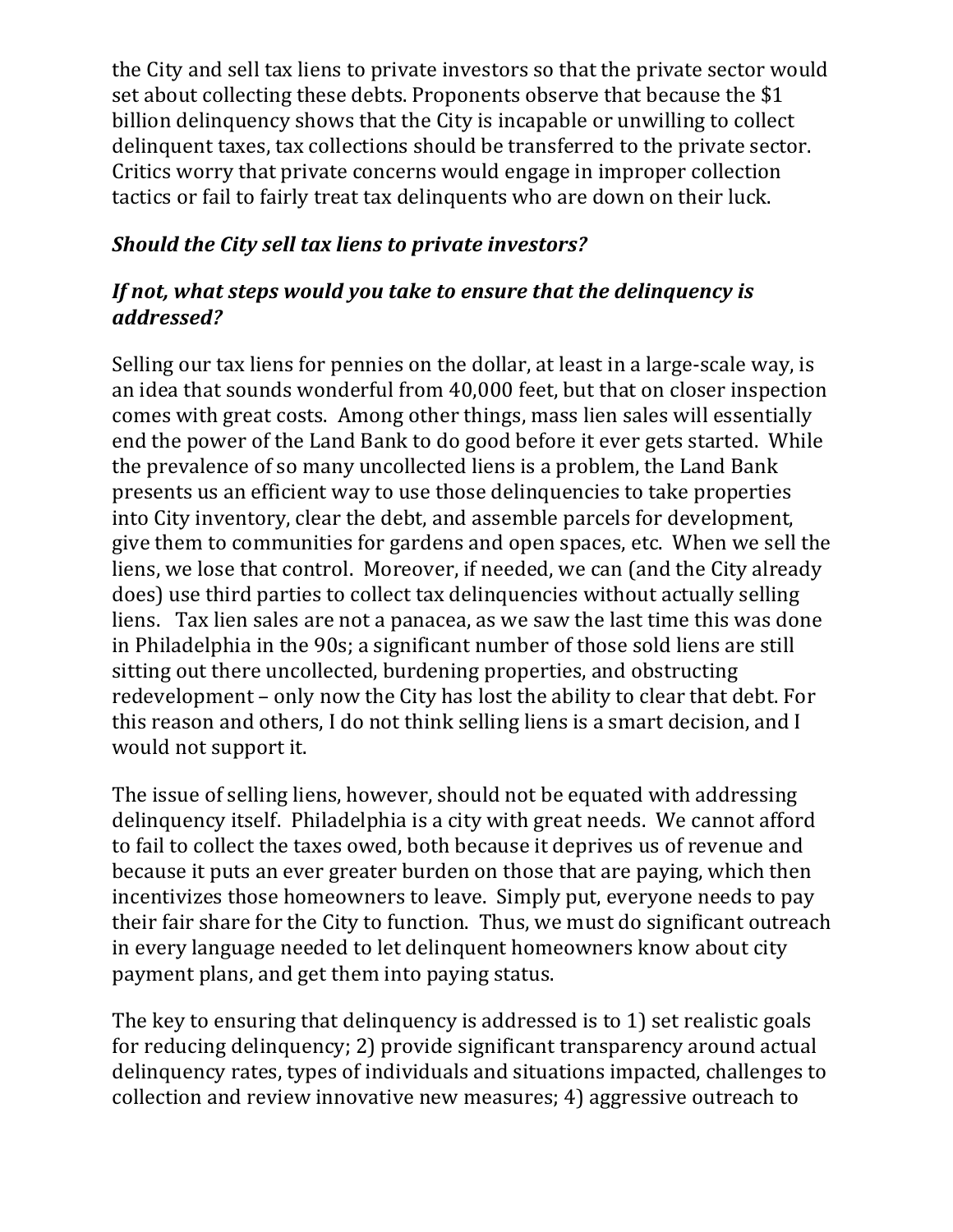the City and sell tax liens to private investors so that the private sector would set about collecting these debts. Proponents observe that because the $1 billion delinquency shows that the City is incapable or unwilling to collect delinquent taxes, tax collections should be transferred to the private sector. Critics worry that private concerns would engage in improper collection tactics or fail to fairly treat tax delinquents who are down on their luck.

***Should the City sell tax liens to private investors?***

***If not, what steps would you take to ensure that the delinquency is addressed?***

Selling our tax liens for pennies on the dollar, at least in a large-scale way, is an idea that sounds wonderful from 40,000 feet, but that on closer inspection comes with great costs. Among other things, mass lien sales will essentially end the power of the Land Bank to do good before it ever gets started. While the prevalence of so many uncollected liens is a problem, the Land Bank presents us an efficient way to use those delinquencies to take properties into City inventory, clear the debt, and assemble parcels for development, give them to communities for gardens and open spaces, etc. When we sell the liens, we lose that control. Moreover, if needed, we can (and the City already does) use third parties to collect tax delinquencies without actually selling liens. Tax lien sales are not a panacea, as we saw the last time this was done in Philadelphia in the 90s; a significant number of those sold liens are still sitting out there uncollected, burdening properties, and obstructing redevelopment – only now the City has lost the ability to clear that debt. For this reason and others, I do not think selling liens is a smart decision, and I would not support it.

The issue of selling liens, however, should not be equated with addressing delinquency itself. Philadelphia is a city with great needs. We cannot afford to fail to collect the taxes owed, both because it deprives us of revenue and because it puts an ever greater burden on those that are paying, which then incentivizes those homeowners to leave. Simply put, everyone needs to pay their fair share for the City to function. Thus, we must do significant outreach in every language needed to let delinquent homeowners know about city payment plans, and get them into paying status.

The key to ensuring that delinquency is addressed is to 1) set realistic goals for reducing delinquency; 2) provide significant transparency around actual delinquency rates, types of individuals and situations impacted, challenges to collection and review innovative new measures; 4) aggressive outreach to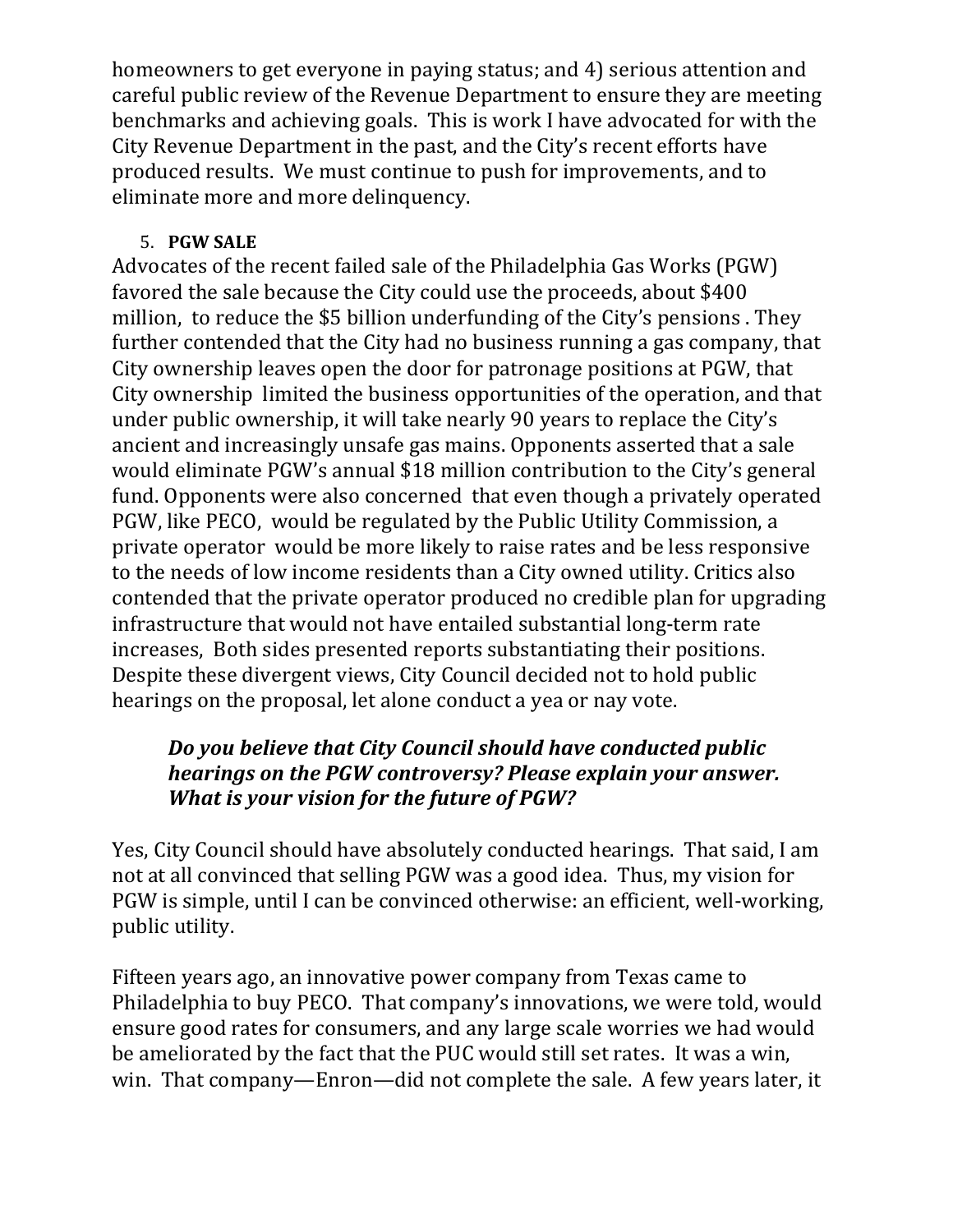homeowners to get everyone in paying status; and 4) serious attention and careful public review of the Revenue Department to ensure they are meeting benchmarks and achieving goals. This is work I have advocated for with the City Revenue Department in the past, and the City's recent efforts have produced results. We must continue to push for improvements, and to eliminate more and more delinquency.

5. **PGW SALE**

Advocates of the recent failed sale of the Philadelphia Gas Works (PGW) favored the sale because the City could use the proceeds, about $400 million, to reduce the $5 billion underfunding of the City's pensions . They further contended that the City had no business running a gas company, that City ownership leaves open the door for patronage positions at PGW, that City ownership limited the business opportunities of the operation, and that under public ownership, it will take nearly 90 years to replace the City's ancient and increasingly unsafe gas mains. Opponents asserted that a sale would eliminate PGW's annual $18 million contribution to the City's general fund. Opponents were also concerned that even though a privately operated PGW, like PECO, would be regulated by the Public Utility Commission, a private operator would be more likely to raise rates and be less responsive to the needs of low income residents than a City owned utility. Critics also contended that the private operator produced no credible plan for upgrading infrastructure that would not have entailed substantial long-term rate increases, Both sides presented reports substantiating their positions. Despite these divergent views, City Council decided not to hold public hearings on the proposal, let alone conduct a yea or nay vote.

***Do you believe that City Council should have conducted public hearings on the PGW controversy? Please explain your answer. What is your vision for the future of PGW?***

Yes, City Council should have absolutely conducted hearings. That said, I am not at all convinced that selling PGW was a good idea. Thus, my vision for PGW is simple, until I can be convinced otherwise: an efficient, well-working, public utility.

Fifteen years ago, an innovative power company from Texas came to Philadelphia to buy PECO. That company's innovations, we were told, would ensure good rates for consumers, and any large scale worries we had would be ameliorated by the fact that the PUC would still set rates. It was a win, win. That company—Enron—did not complete the sale. A few years later, it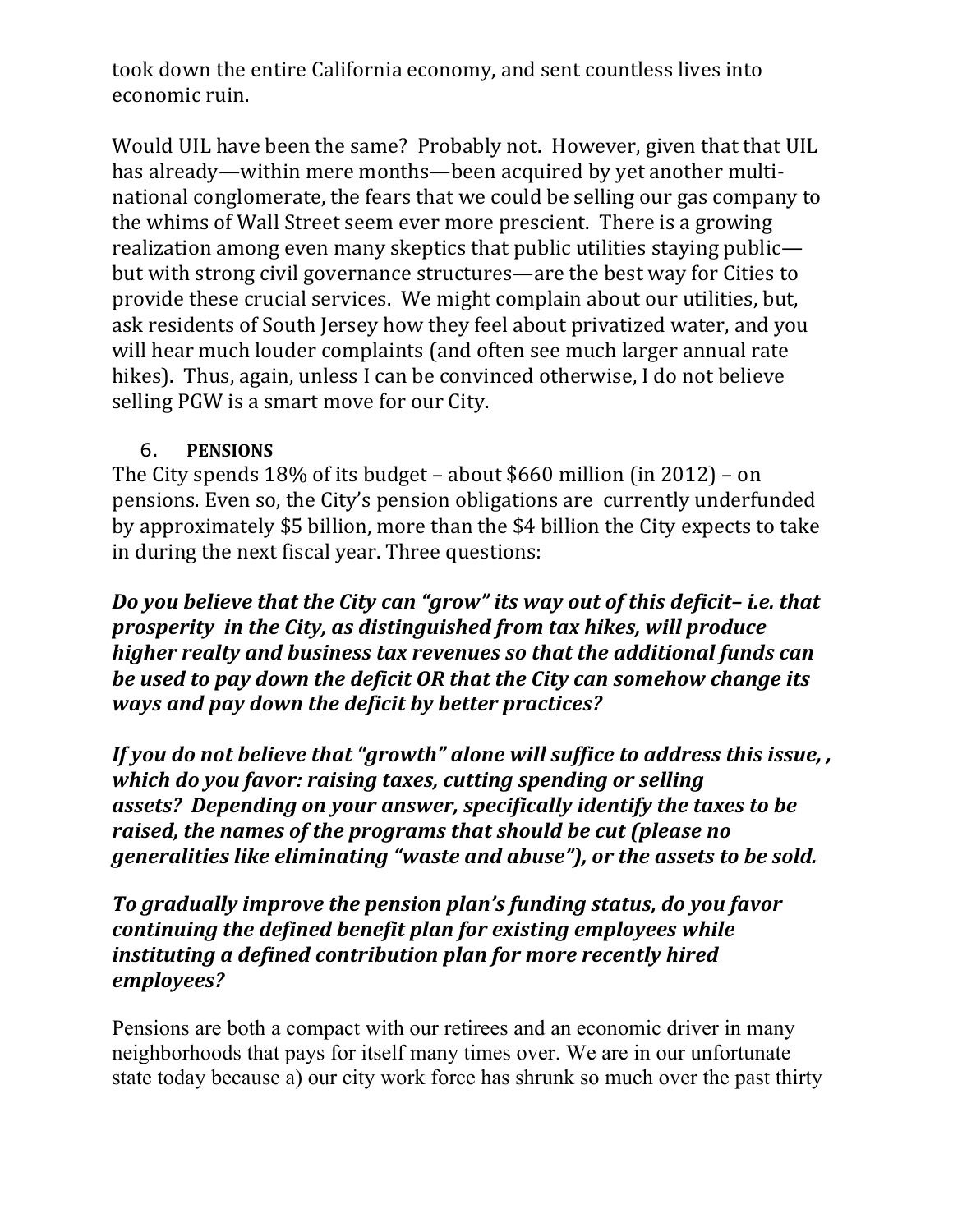took down the entire California economy, and sent countless lives into economic ruin.

Would UIL have been the same? Probably not. However, given that that UIL has already—within mere months—been acquired by yet another multi-national conglomerate, the fears that we could be selling our gas company to the whims of Wall Street seem ever more prescient. There is a growing realization among even many skeptics that public utilities staying public—but with strong civil governance structures—are the best way for Cities to provide these crucial services. We might complain about our utilities, but, ask residents of South Jersey how they feel about privatized water, and you will hear much louder complaints (and often see much larger annual rate hikes). Thus, again, unless I can be convinced otherwise, I do not believe selling PGW is a smart move for our City.

## 6. PENSIONS

The City spends 18% of its budget – about $660 million (in 2012) – on pensions. Even so, the City's pension obligations are currently underfunded by approximately $5 billion, more than the $4 billion the City expects to take in during the next fiscal year. Three questions:

***Do you believe that the City can "grow" its way out of this deficit– i.e. that prosperity in the City, as distinguished from tax hikes, will produce higher realty and business tax revenues so that the additional funds can be used to pay down the deficit OR that the City can somehow change its ways and pay down the deficit by better practices?***

***If you do not believe that "growth" alone will suffice to address this issue, , which do you favor: raising taxes, cutting spending or selling assets? Depending on your answer, specifically identify the taxes to be raised, the names of the programs that should be cut (please no generalities like eliminating "waste and abuse"), or the assets to be sold.***

***To gradually improve the pension plan's funding status, do you favor continuing the defined benefit plan for existing employees while instituting a defined contribution plan for more recently hired employees?***

Pensions are both a compact with our retirees and an economic driver in many neighborhoods that pays for itself many times over. We are in our unfortunate state today because a) our city work force has shrunk so much over the past thirty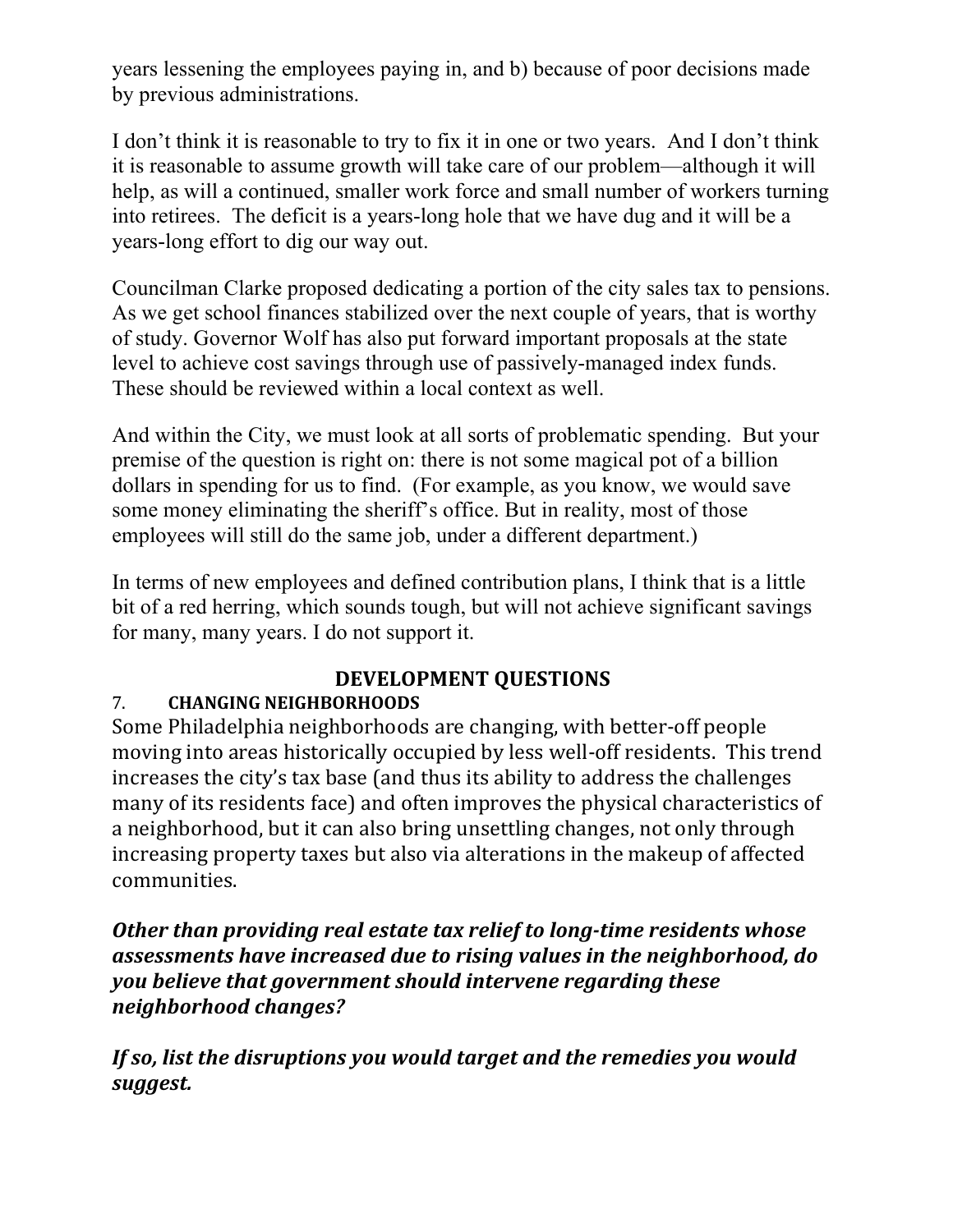years lessening the employees paying in, and b) because of poor decisions made by previous administrations.

I don't think it is reasonable to try to fix it in one or two years. And I don't think it is reasonable to assume growth will take care of our problem—although it will help, as will a continued, smaller work force and small number of workers turning into retirees. The deficit is a years-long hole that we have dug and it will be a years-long effort to dig our way out.

Councilman Clarke proposed dedicating a portion of the city sales tax to pensions. As we get school finances stabilized over the next couple of years, that is worthy of study. Governor Wolf has also put forward important proposals at the state level to achieve cost savings through use of passively-managed index funds. These should be reviewed within a local context as well.

And within the City, we must look at all sorts of problematic spending. But your premise of the question is right on: there is not some magical pot of a billion dollars in spending for us to find. (For example, as you know, we would save some money eliminating the sheriff's office. But in reality, most of those employees will still do the same job, under a different department.)

In terms of new employees and defined contribution plans, I think that is a little bit of a red herring, which sounds tough, but will not achieve significant savings for many, many years. I do not support it.

## DEVELOPMENT QUESTIONS

### 7. CHANGING NEIGHBORHOODS

Some Philadelphia neighborhoods are changing, with better-off people moving into areas historically occupied by less well-off residents. This trend increases the city's tax base (and thus its ability to address the challenges many of its residents face) and often improves the physical characteristics of a neighborhood, but it can also bring unsettling changes, not only through increasing property taxes but also via alterations in the makeup of affected communities.

***Other than providing real estate tax relief to long-time residents whose assessments have increased due to rising values in the neighborhood, do you believe that government should intervene regarding these neighborhood changes?***

***If so, list the disruptions you would target and the remedies you would suggest.***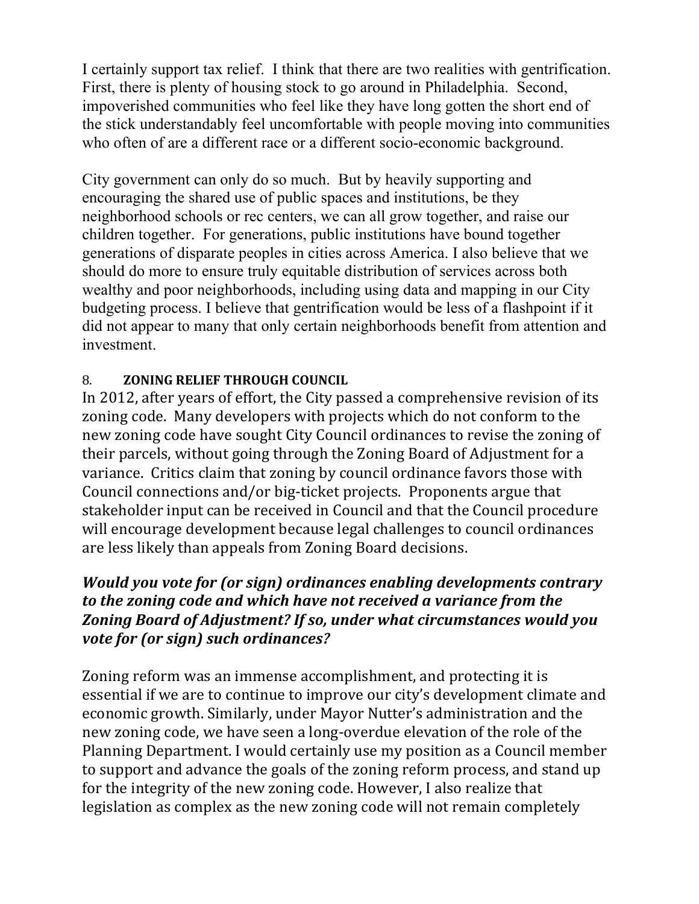I certainly support tax relief. I think that there are two realities with gentrification. First, there is plenty of housing stock to go around in Philadelphia. Second, impoverished communities who feel like they have long gotten the short end of the stick understandably feel uncomfortable with people moving into communities who often of are a different race or a different socio-economic background.

City government can only do so much. But by heavily supporting and encouraging the shared use of public spaces and institutions, be they neighborhood schools or rec centers, we can all grow together, and raise our children together. For generations, public institutions have bound together generations of disparate peoples in cities across America. I also believe that we should do more to ensure truly equitable distribution of services across both wealthy and poor neighborhoods, including using data and mapping in our City budgeting process. I believe that gentrification would be less of a flashpoint if it did not appear to many that only certain neighborhoods benefit from attention and investment.

## 8. ZONING RELIEF THROUGH COUNCIL

In 2012, after years of effort, the City passed a comprehensive revision of its zoning code. Many developers with projects which do not conform to the new zoning code have sought City Council ordinances to revise the zoning of their parcels, without going through the Zoning Board of Adjustment for a variance. Critics claim that zoning by council ordinance favors those with Council connections and/or big-ticket projects. Proponents argue that stakeholder input can be received in Council and that the Council procedure will encourage development because legal challenges to council ordinances are less likely than appeals from Zoning Board decisions.

***Would you vote for (or sign) ordinances enabling developments contrary to the zoning code and which have not received a variance from the Zoning Board of Adjustment? If so, under what circumstances would you vote for (or sign) such ordinances?***

Zoning reform was an immense accomplishment, and protecting it is essential if we are to continue to improve our city's development climate and economic growth. Similarly, under Mayor Nutter's administration and the new zoning code, we have seen a long-overdue elevation of the role of the Planning Department. I would certainly use my position as a Council member to support and advance the goals of the zoning reform process, and stand up for the integrity of the new zoning code. However, I also realize that legislation as complex as the new zoning code will not remain completely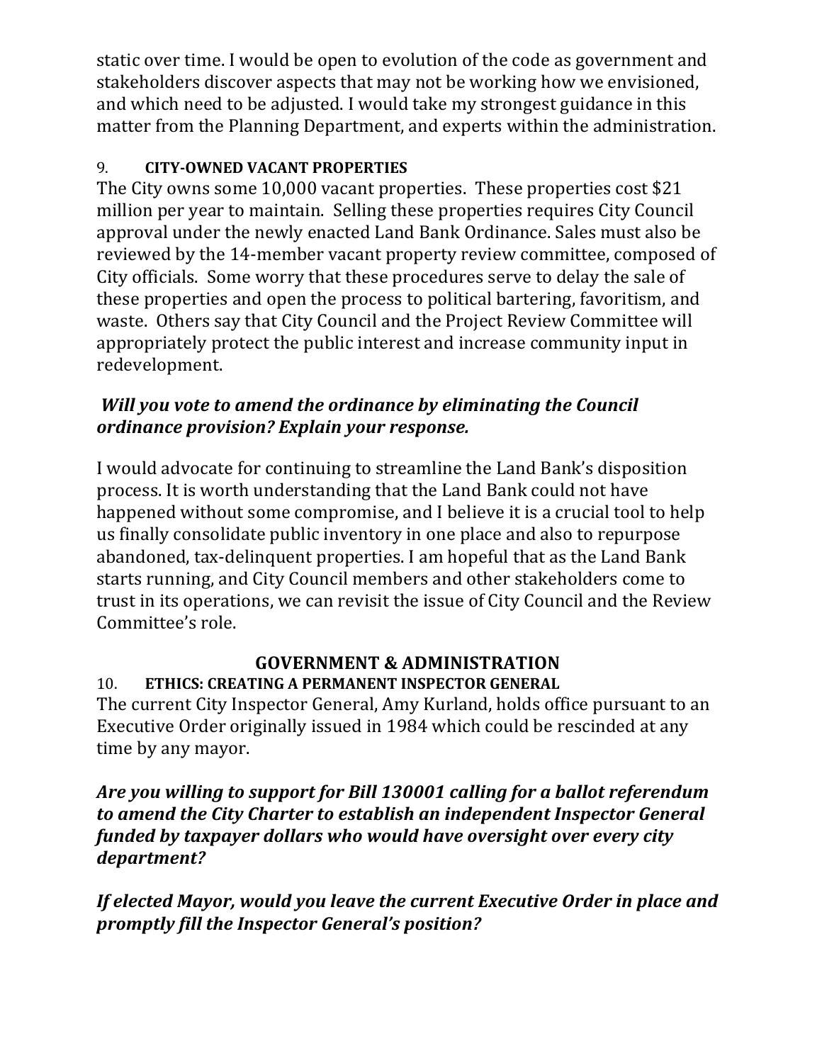static over time. I would be open to evolution of the code as government and stakeholders discover aspects that may not be working how we envisioned, and which need to be adjusted. I would take my strongest guidance in this matter from the Planning Department, and experts within the administration.

### 9. CITY-OWNED VACANT PROPERTIES

The City owns some 10,000 vacant properties. These properties cost $21 million per year to maintain. Selling these properties requires City Council approval under the newly enacted Land Bank Ordinance. Sales must also be reviewed by the 14-member vacant property review committee, composed of City officials. Some worry that these procedures serve to delay the sale of these properties and open the process to political bartering, favoritism, and waste. Others say that City Council and the Project Review Committee will appropriately protect the public interest and increase community input in redevelopment.

***Will you vote to amend the ordinance by eliminating the Council ordinance provision? Explain your response.***

I would advocate for continuing to streamline the Land Bank's disposition process. It is worth understanding that the Land Bank could not have happened without some compromise, and I believe it is a crucial tool to help us finally consolidate public inventory in one place and also to repurpose abandoned, tax-delinquent properties. I am hopeful that as the Land Bank starts running, and City Council members and other stakeholders come to trust in its operations, we can revisit the issue of City Council and the Review Committee's role.

## GOVERNMENT & ADMINISTRATION

### 10. ETHICS: CREATING A PERMANENT INSPECTOR GENERAL

The current City Inspector General, Amy Kurland, holds office pursuant to an Executive Order originally issued in 1984 which could be rescinded at any time by any mayor.

***Are you willing to support for Bill 130001 calling for a ballot referendum to amend the City Charter to establish an independent Inspector General funded by taxpayer dollars who would have oversight over every city department?***

***If elected Mayor, would you leave the current Executive Order in place and promptly fill the Inspector General's position?***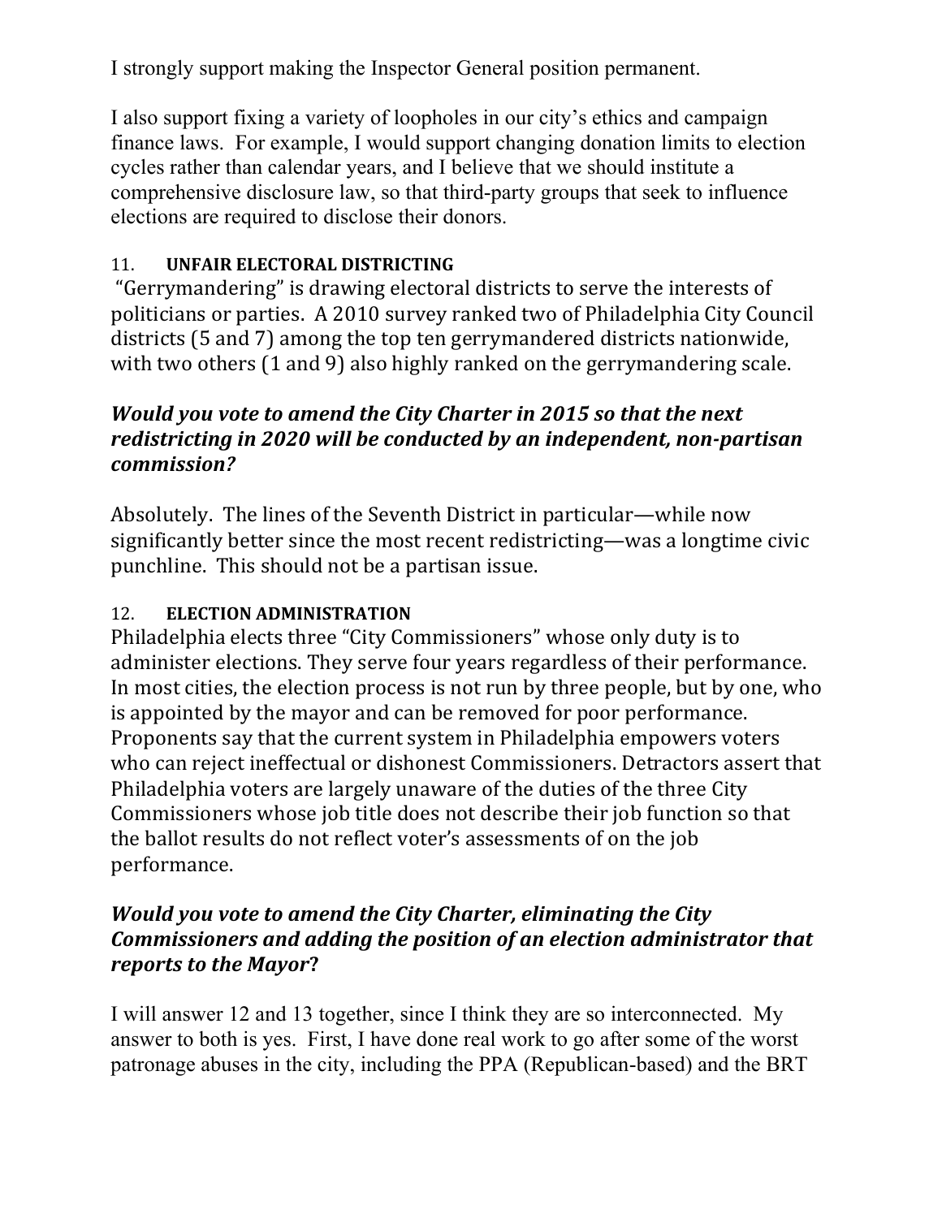I strongly support making the Inspector General position permanent.

I also support fixing a variety of loopholes in our city's ethics and campaign finance laws. For example, I would support changing donation limits to election cycles rather than calendar years, and I believe that we should institute a comprehensive disclosure law, so that third-party groups that seek to influence elections are required to disclose their donors.

### 11. UNFAIR ELECTORAL DISTRICTING

"Gerrymandering" is drawing electoral districts to serve the interests of politicians or parties. A 2010 survey ranked two of Philadelphia City Council districts (5 and 7) among the top ten gerrymandered districts nationwide, with two others (1 and 9) also highly ranked on the gerrymandering scale.

***Would you vote to amend the City Charter in 2015 so that the next redistricting in 2020 will be conducted by an independent, non-partisan commission?***

Absolutely. The lines of the Seventh District in particular—while now significantly better since the most recent redistricting—was a longtime civic punchline. This should not be a partisan issue.

### 12. ELECTION ADMINISTRATION

Philadelphia elects three "City Commissioners" whose only duty is to administer elections. They serve four years regardless of their performance. In most cities, the election process is not run by three people, but by one, who is appointed by the mayor and can be removed for poor performance. Proponents say that the current system in Philadelphia empowers voters who can reject ineffectual or dishonest Commissioners. Detractors assert that Philadelphia voters are largely unaware of the duties of the three City Commissioners whose job title does not describe their job function so that the ballot results do not reflect voter's assessments of on the job performance.

***Would you vote to amend the City Charter, eliminating the City Commissioners and adding the position of an election administrator that reports to the Mayor?***

I will answer 12 and 13 together, since I think they are so interconnected. My answer to both is yes. First, I have done real work to go after some of the worst patronage abuses in the city, including the PPA (Republican-based) and the BRT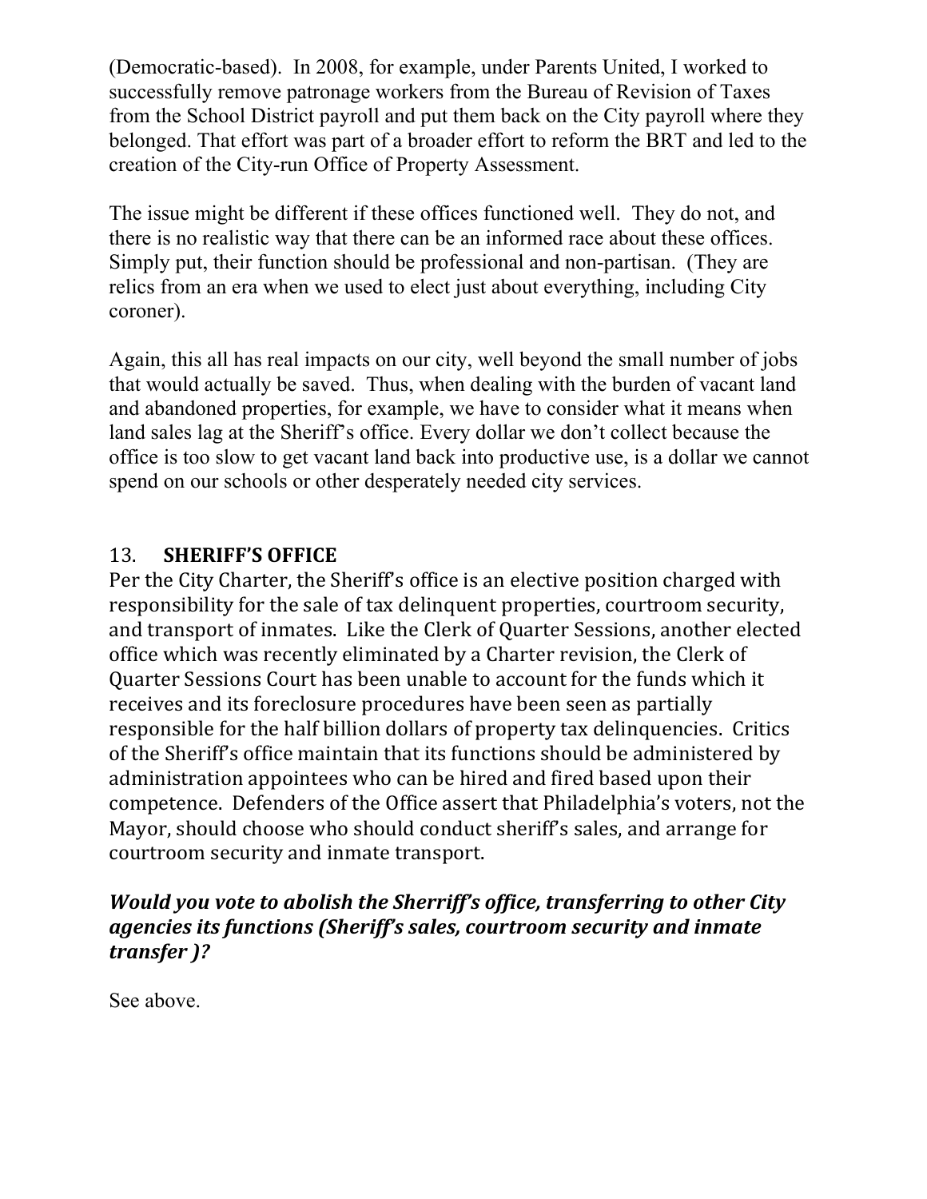(Democratic-based). In 2008, for example, under Parents United, I worked to successfully remove patronage workers from the Bureau of Revision of Taxes from the School District payroll and put them back on the City payroll where they belonged. That effort was part of a broader effort to reform the BRT and led to the creation of the City-run Office of Property Assessment.

The issue might be different if these offices functioned well. They do not, and there is no realistic way that there can be an informed race about these offices. Simply put, their function should be professional and non-partisan. (They are relics from an era when we used to elect just about everything, including City coroner).

Again, this all has real impacts on our city, well beyond the small number of jobs that would actually be saved. Thus, when dealing with the burden of vacant land and abandoned properties, for example, we have to consider what it means when land sales lag at the Sheriff's office. Every dollar we don't collect because the office is too slow to get vacant land back into productive use, is a dollar we cannot spend on our schools or other desperately needed city services.

## 13. SHERIFF'S OFFICE

Per the City Charter, the Sheriff's office is an elective position charged with responsibility for the sale of tax delinquent properties, courtroom security, and transport of inmates. Like the Clerk of Quarter Sessions, another elected office which was recently eliminated by a Charter revision, the Clerk of Quarter Sessions Court has been unable to account for the funds which it receives and its foreclosure procedures have been seen as partially responsible for the half billion dollars of property tax delinquencies. Critics of the Sheriff's office maintain that its functions should be administered by administration appointees who can be hired and fired based upon their competence. Defenders of the Office assert that Philadelphia's voters, not the Mayor, should choose who should conduct sheriff's sales, and arrange for courtroom security and inmate transport.

***Would you vote to abolish the Sherriff's office, transferring to other City agencies its functions (Sheriff's sales, courtroom security and inmate transfer )?***

See above.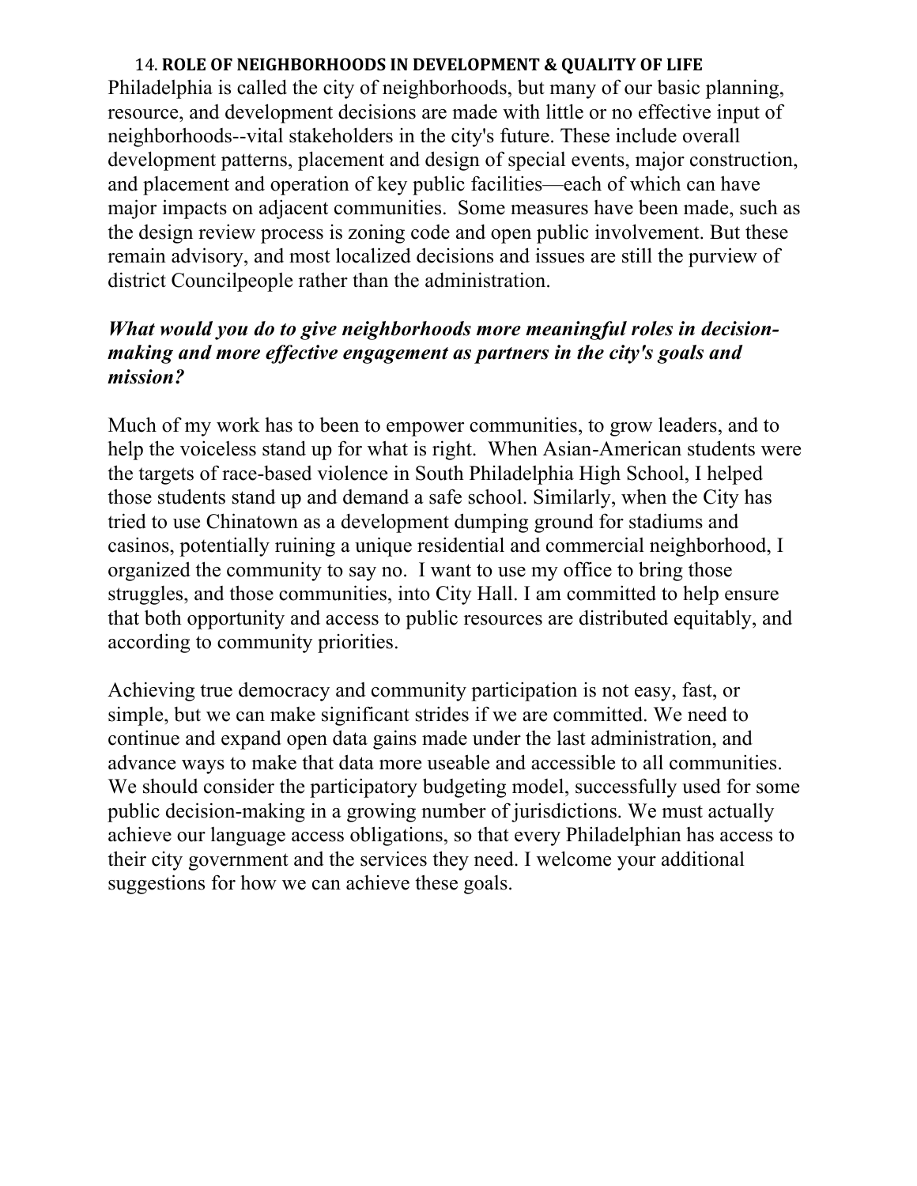## 14. ROLE OF NEIGHBORHOODS IN DEVELOPMENT & QUALITY OF LIFE

Philadelphia is called the city of neighborhoods, but many of our basic planning, resource, and development decisions are made with little or no effective input of neighborhoods--vital stakeholders in the city's future. These include overall development patterns, placement and design of special events, major construction, and placement and operation of key public facilities—each of which can have major impacts on adjacent communities. Some measures have been made, such as the design review process is zoning code and open public involvement. But these remain advisory, and most localized decisions and issues are still the purview of district Councilpeople rather than the administration.

***What would you do to give neighborhoods more meaningful roles in decision-making and more effective engagement as partners in the city's goals and mission?***

Much of my work has to been to empower communities, to grow leaders, and to help the voiceless stand up for what is right. When Asian-American students were the targets of race-based violence in South Philadelphia High School, I helped those students stand up and demand a safe school. Similarly, when the City has tried to use Chinatown as a development dumping ground for stadiums and casinos, potentially ruining a unique residential and commercial neighborhood, I organized the community to say no. I want to use my office to bring those struggles, and those communities, into City Hall. I am committed to help ensure that both opportunity and access to public resources are distributed equitably, and according to community priorities.

Achieving true democracy and community participation is not easy, fast, or simple, but we can make significant strides if we are committed. We need to continue and expand open data gains made under the last administration, and advance ways to make that data more useable and accessible to all communities. We should consider the participatory budgeting model, successfully used for some public decision-making in a growing number of jurisdictions. We must actually achieve our language access obligations, so that every Philadelphian has access to their city government and the services they need. I welcome your additional suggestions for how we can achieve these goals.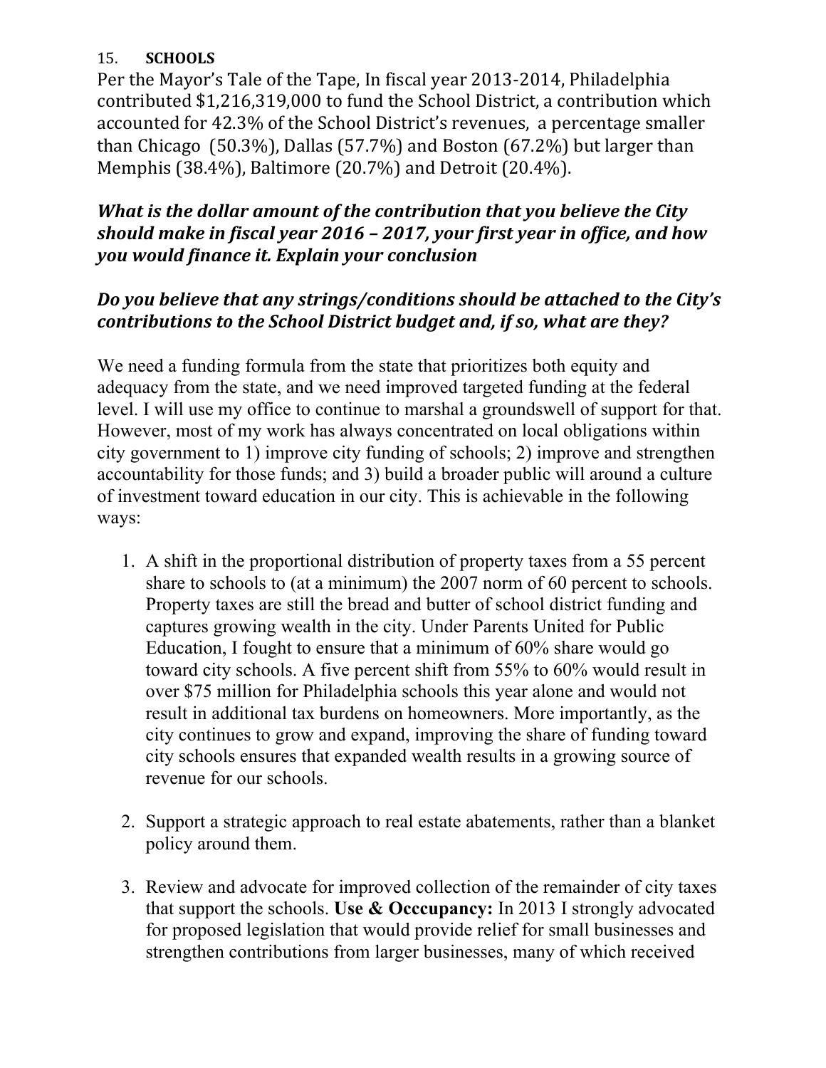15. **SCHOOLS**

Per the Mayor's Tale of the Tape, In fiscal year 2013-2014, Philadelphia contributed $1,216,319,000 to fund the School District, a contribution which accounted for 42.3% of the School District's revenues, a percentage smaller than Chicago (50.3%), Dallas (57.7%) and Boston (67.2%) but larger than Memphis (38.4%), Baltimore (20.7%) and Detroit (20.4%).

***What is the dollar amount of the contribution that you believe the City should make in fiscal year 2016 – 2017, your first year in office, and how you would finance it. Explain your conclusion***

***Do you believe that any strings/conditions should be attached to the City's contributions to the School District budget and, if so, what are they?***

We need a funding formula from the state that prioritizes both equity and adequacy from the state, and we need improved targeted funding at the federal level. I will use my office to continue to marshal a groundswell of support for that. However, most of my work has always concentrated on local obligations within city government to 1) improve city funding of schools; 2) improve and strengthen accountability for those funds; and 3) build a broader public will around a culture of investment toward education in our city. This is achievable in the following ways:

1. A shift in the proportional distribution of property taxes from a 55 percent share to schools to (at a minimum) the 2007 norm of 60 percent to schools. Property taxes are still the bread and butter of school district funding and captures growing wealth in the city. Under Parents United for Public Education, I fought to ensure that a minimum of 60% share would go toward city schools. A five percent shift from 55% to 60% would result in over $75 million for Philadelphia schools this year alone and would not result in additional tax burdens on homeowners. More importantly, as the city continues to grow and expand, improving the share of funding toward city schools ensures that expanded wealth results in a growing source of revenue for our schools.

2. Support a strategic approach to real estate abatements, rather than a blanket policy around them.

3. Review and advocate for improved collection of the remainder of city taxes that support the schools. **Use & Occcupancy:** In 2013 I strongly advocated for proposed legislation that would provide relief for small businesses and strengthen contributions from larger businesses, many of which received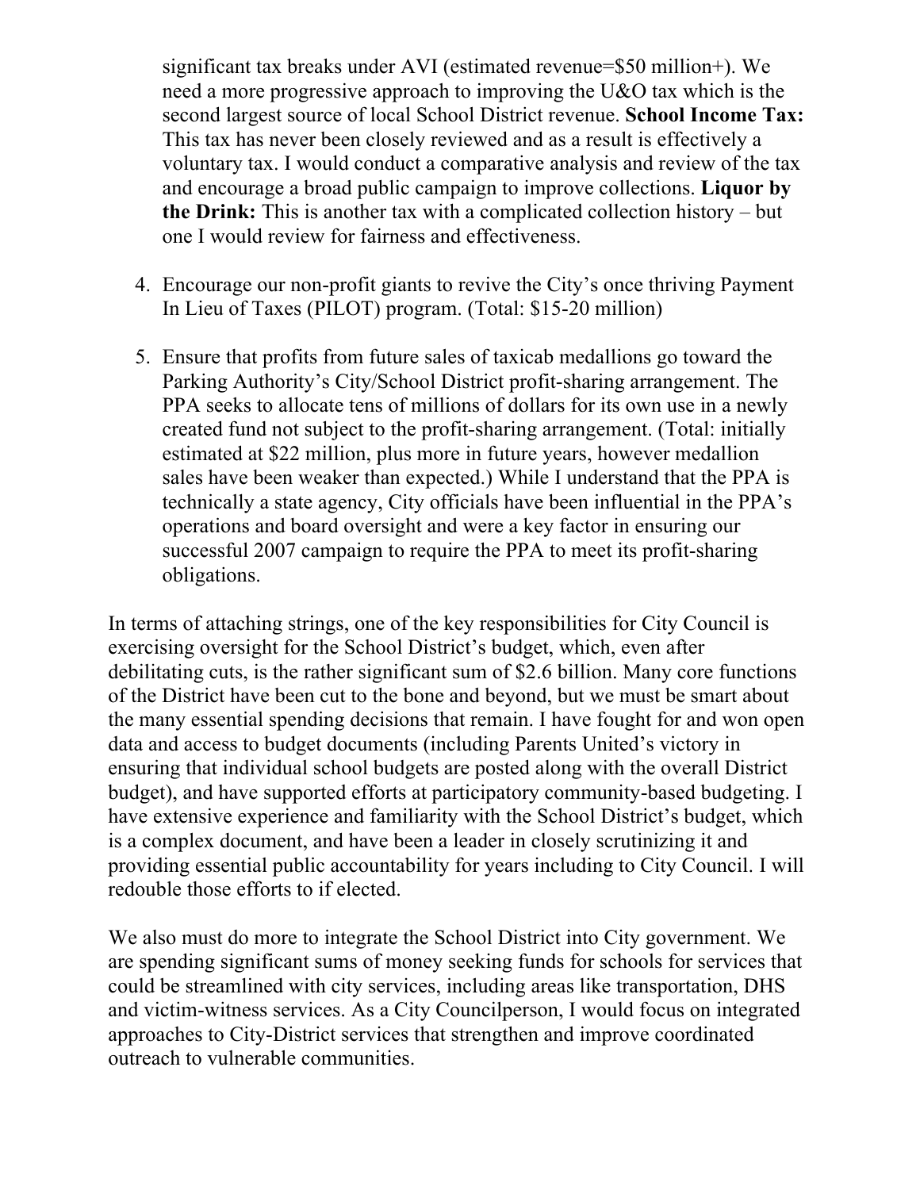significant tax breaks under AVI (estimated revenue=$50 million+). We need a more progressive approach to improving the U&O tax which is the second largest source of local School District revenue. **School Income Tax:** This tax has never been closely reviewed and as a result is effectively a voluntary tax. I would conduct a comparative analysis and review of the tax and encourage a broad public campaign to improve collections. **Liquor by the Drink:** This is another tax with a complicated collection history – but one I would review for fairness and effectiveness.

4. Encourage our non-profit giants to revive the City's once thriving Payment In Lieu of Taxes (PILOT) program. (Total: $15-20 million)

5. Ensure that profits from future sales of taxicab medallions go toward the Parking Authority's City/School District profit-sharing arrangement. The PPA seeks to allocate tens of millions of dollars for its own use in a newly created fund not subject to the profit-sharing arrangement. (Total: initially estimated at $22 million, plus more in future years, however medallion sales have been weaker than expected.) While I understand that the PPA is technically a state agency, City officials have been influential in the PPA's operations and board oversight and were a key factor in ensuring our successful 2007 campaign to require the PPA to meet its profit-sharing obligations.

In terms of attaching strings, one of the key responsibilities for City Council is exercising oversight for the School District's budget, which, even after debilitating cuts, is the rather significant sum of $2.6 billion. Many core functions of the District have been cut to the bone and beyond, but we must be smart about the many essential spending decisions that remain. I have fought for and won open data and access to budget documents (including Parents United's victory in ensuring that individual school budgets are posted along with the overall District budget), and have supported efforts at participatory community-based budgeting. I have extensive experience and familiarity with the School District's budget, which is a complex document, and have been a leader in closely scrutinizing it and providing essential public accountability for years including to City Council. I will redouble those efforts to if elected.

We also must do more to integrate the School District into City government. We are spending significant sums of money seeking funds for schools for services that could be streamlined with city services, including areas like transportation, DHS and victim-witness services. As a City Councilperson, I would focus on integrated approaches to City-District services that strengthen and improve coordinated outreach to vulnerable communities.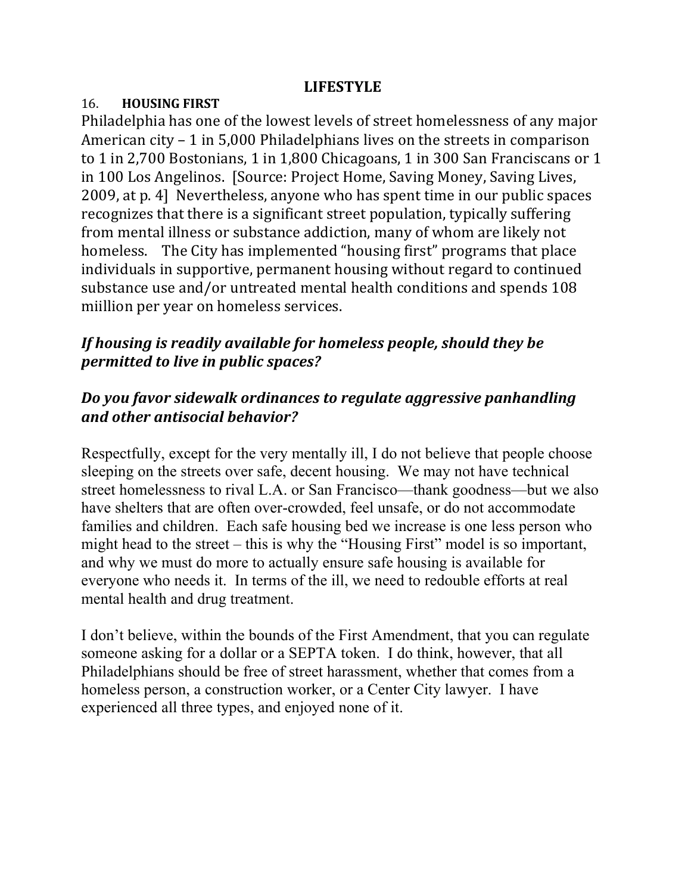# LIFESTYLE

## 16. HOUSING FIRST

Philadelphia has one of the lowest levels of street homelessness of any major American city – 1 in 5,000 Philadelphians lives on the streets in comparison to 1 in 2,700 Bostonians, 1 in 1,800 Chicagoans, 1 in 300 San Franciscans or 1 in 100 Los Angelinos. [Source: Project Home, Saving Money, Saving Lives, 2009, at p. 4] Nevertheless, anyone who has spent time in our public spaces recognizes that there is a significant street population, typically suffering from mental illness or substance addiction, many of whom are likely not homeless. The City has implemented "housing first" programs that place individuals in supportive, permanent housing without regard to continued substance use and/or untreated mental health conditions and spends 108 miillion per year on homeless services.

***If housing is readily available for homeless people, should they be permitted to live in public spaces?***

***Do you favor sidewalk ordinances to regulate aggressive panhandling and other antisocial behavior?***

Respectfully, except for the very mentally ill, I do not believe that people choose sleeping on the streets over safe, decent housing. We may not have technical street homelessness to rival L.A. or San Francisco—thank goodness—but we also have shelters that are often over-crowded, feel unsafe, or do not accommodate families and children. Each safe housing bed we increase is one less person who might head to the street – this is why the "Housing First" model is so important, and why we must do more to actually ensure safe housing is available for everyone who needs it. In terms of the ill, we need to redouble efforts at real mental health and drug treatment.

I don't believe, within the bounds of the First Amendment, that you can regulate someone asking for a dollar or a SEPTA token. I do think, however, that all Philadelphians should be free of street harassment, whether that comes from a homeless person, a construction worker, or a Center City lawyer. I have experienced all three types, and enjoyed none of it.